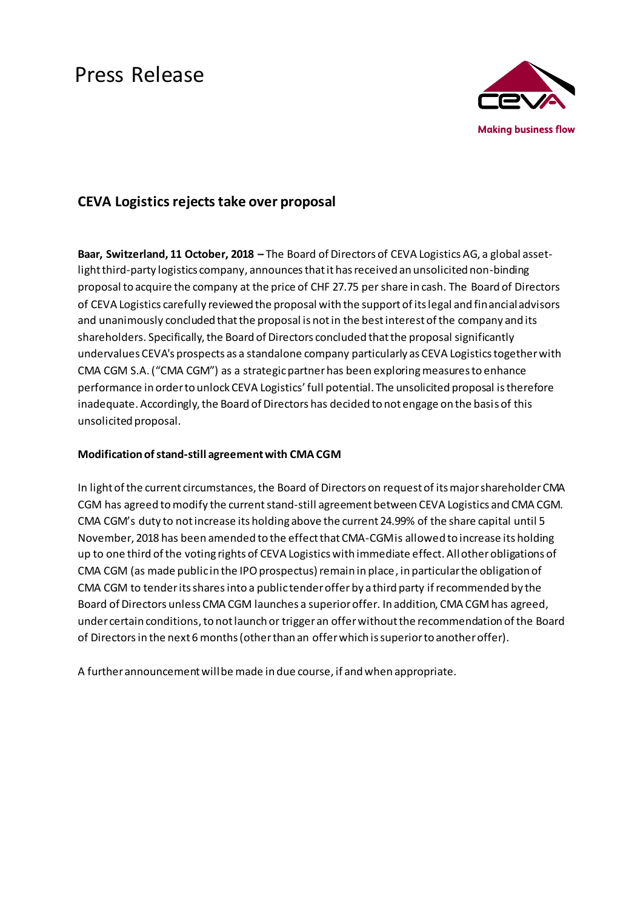# Press Release

Making business flow

## CEVA Logistics rejects take over proposal

**Baar, Switzerland, 11 October, 2018 –** The Board of Directors of CEVA Logistics AG, a global asset-light third-party logistics company, announces that it has received an unsolicited non-binding proposal to acquire the company at the price of CHF 27.75 per share in cash. The Board of Directors of CEVA Logistics carefully reviewed the proposal with the support of its legal and financial advisors and unanimously concluded that the proposal is not in the best interest of the company and its shareholders. Specifically, the Board of Directors concluded that the proposal significantly undervalues CEVA's prospects as a standalone company particularly as CEVA Logistics together with CMA CGM S.A. ("CMA CGM") as a strategic partner has been exploring measures to enhance performance in order to unlock CEVA Logistics' full potential. The unsolicited proposal is therefore inadequate. Accordingly, the Board of Directors has decided to not engage on the basis of this unsolicited proposal.

**Modification of stand-still agreement with CMA CGM**

In light of the current circumstances, the Board of Directors on request of its major shareholder CMA CGM has agreed to modify the current stand-still agreement between CEVA Logistics and CMA CGM. CMA CGM's duty to not increase its holding above the current 24.99% of the share capital until 5 November, 2018 has been amended to the effect that CMA-CGM is allowed to increase its holding up to one third of the voting rights of CEVA Logistics with immediate effect. All other obligations of CMA CGM (as made public in the IPO prospectus) remain in place, in particular the obligation of CMA CGM to tender its shares into a public tender offer by a third party if recommended by the Board of Directors unless CMA CGM launches a superior offer. In addition, CMA CGM has agreed, under certain conditions, to not launch or trigger an offer without the recommendation of the Board of Directors in the next 6 months (other than an offer which is superior to another offer).

A further announcement will be made in due course, if and when appropriate.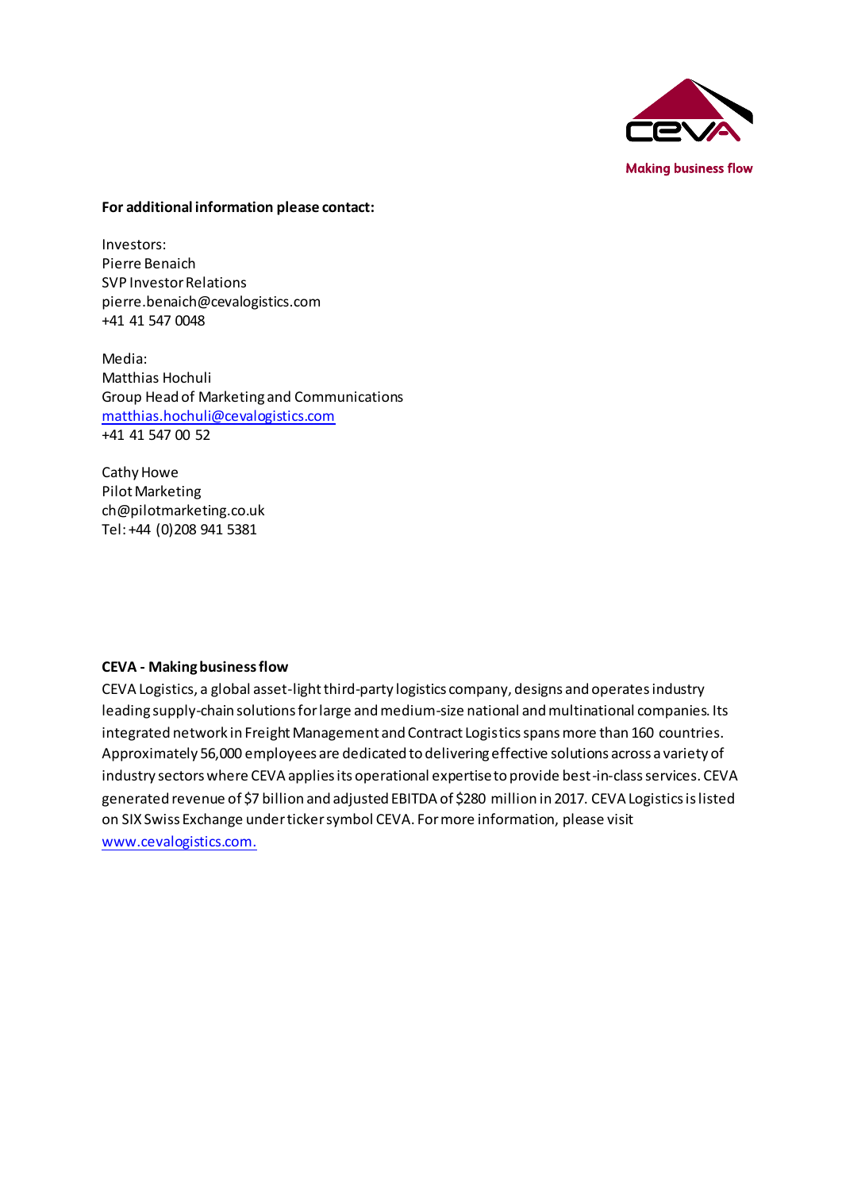Making business flow

**For additional information please contact:**

Investors:
Pierre Benaich
SVP Investor Relations
pierre.benaich@cevalogistics.com
+41 41 547 0048

Media:
Matthias Hochuli
Group Head of Marketing and Communications
matthias.hochuli@cevalogistics.com
+41 41 547 00 52

Cathy Howe
Pilot Marketing
ch@pilotmarketing.co.uk
Tel: +44 (0)208 941 5381

**CEVA - Making business flow**

CEVA Logistics, a global asset-light third-party logistics company, designs and operates industry leading supply-chain solutions for large and medium-size national and multinational companies. Its integrated network in Freight Management and Contract Logistics spans more than 160 countries. Approximately 56,000 employees are dedicated to delivering effective solutions across a variety of industry sectors where CEVA applies its operational expertise to provide best-in-class services. CEVA generated revenue of $7 billion and adjusted EBITDA of $280 million in 2017. CEVA Logistics is listed on SIX Swiss Exchange under ticker symbol CEVA. For more information, please visit www.cevalogistics.com.